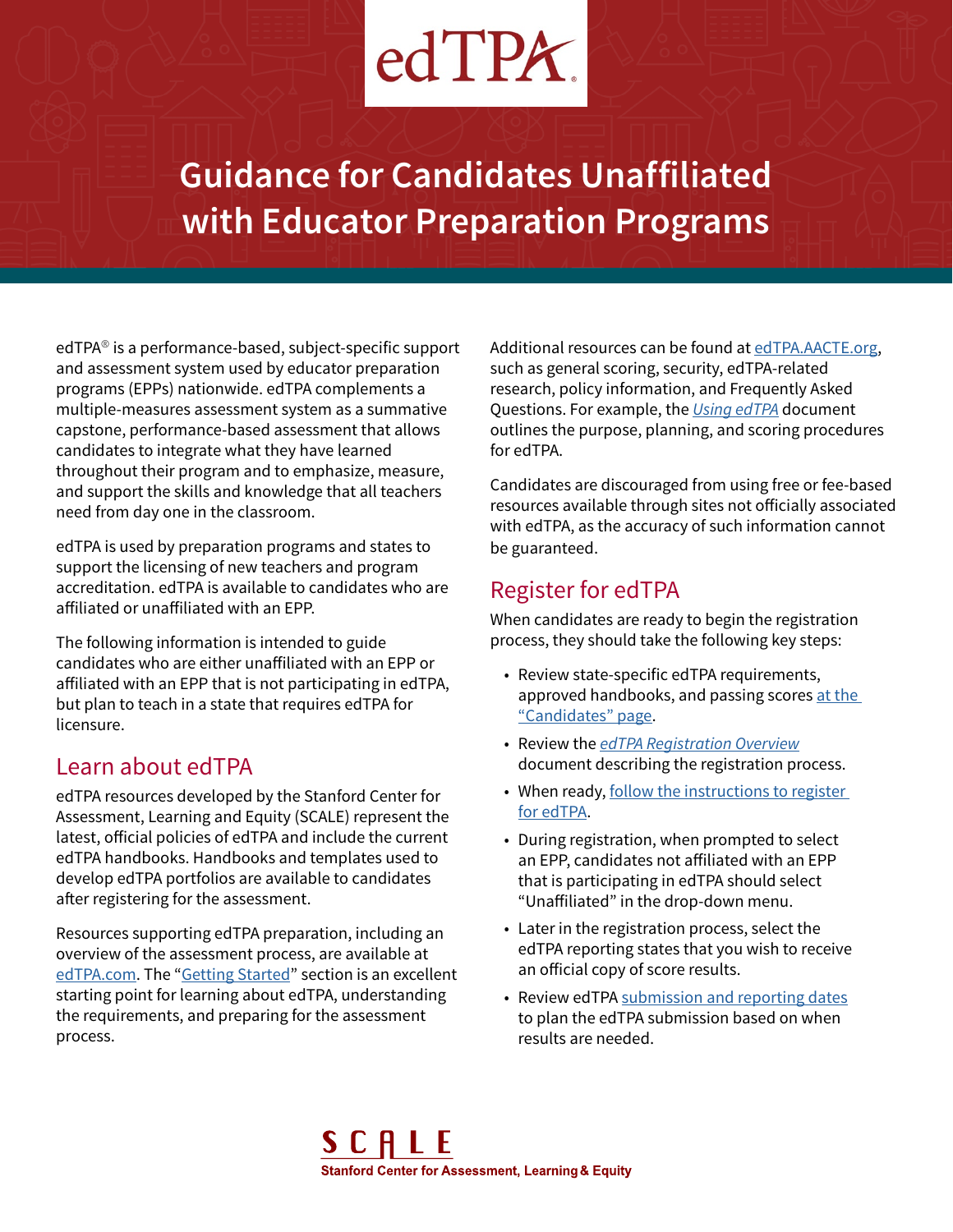edTPA®

# Guidance for Candidates Unaffiliated with Educator Preparation Programs

edTPA® is a performance-based, subject-specific support and assessment system used by educator preparation programs (EPPs) nationwide. edTPA complements a multiple-measures assessment system as a summative capstone, performance-based assessment that allows candidates to integrate what they have learned throughout their program and to emphasize, measure, and support the skills and knowledge that all teachers need from day one in the classroom.

edTPA is used by preparation programs and states to support the licensing of new teachers and program accreditation. edTPA is available to candidates who are affiliated or unaffiliated with an EPP.

The following information is intended to guide candidates who are either unaffiliated with an EPP or affiliated with an EPP that is not participating in edTPA, but plan to teach in a state that requires edTPA for licensure.

## Learn about edTPA

edTPA resources developed by the Stanford Center for Assessment, Learning and Equity (SCALE) represent the latest, official policies of edTPA and include the current edTPA handbooks. Handbooks and templates used to develop edTPA portfolios are available to candidates after registering for the assessment.

Resources supporting edTPA preparation, including an overview of the assessment process, are available at edTPA.com. The "Getting Started" section is an excellent starting point for learning about edTPA, understanding the requirements, and preparing for the assessment process.

Additional resources can be found at edTPA.AACTE.org, such as general scoring, security, edTPA-related research, policy information, and Frequently Asked Questions. For example, the *Using edTPA* document outlines the purpose, planning, and scoring procedures for edTPA.

Candidates are discouraged from using free or fee-based resources available through sites not officially associated with edTPA, as the accuracy of such information cannot be guaranteed.

## Register for edTPA

When candidates are ready to begin the registration process, they should take the following key steps:

- Review state-specific edTPA requirements, approved handbooks, and passing scores at the "Candidates" page.
- Review the *edTPA Registration Overview* document describing the registration process.
- When ready, follow the instructions to register for edTPA.
- During registration, when prompted to select an EPP, candidates not affiliated with an EPP that is participating in edTPA should select "Unaffiliated" in the drop-down menu.
- Later in the registration process, select the edTPA reporting states that you wish to receive an official copy of score results.
- Review edTPA submission and reporting dates to plan the edTPA submission based on when results are needed.

SCALE
Stanford Center for Assessment, Learning & Equity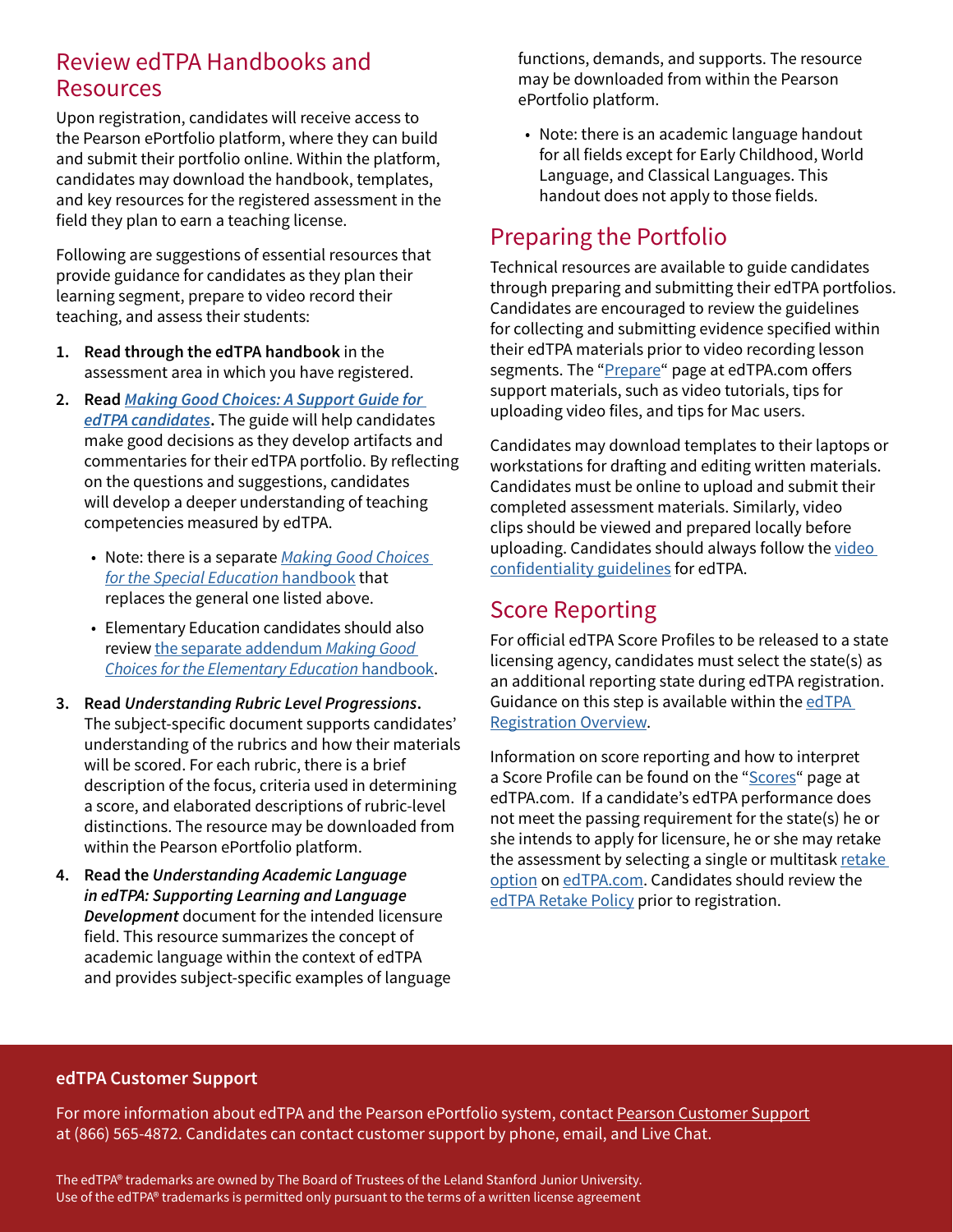## Review edTPA Handbooks and Resources

Upon registration, candidates will receive access to the Pearson ePortfolio platform, where they can build and submit their portfolio online. Within the platform, candidates may download the handbook, templates, and key resources for the registered assessment in the field they plan to earn a teaching license.

Following are suggestions of essential resources that provide guidance for candidates as they plan their learning segment, prepare to video record their teaching, and assess their students:

1. **Read through the edTPA handbook** in the assessment area in which you have registered.
2. **Read *Making Good Choices: A Support Guide for edTPA candidates*.** The guide will help candidates make good decisions as they develop artifacts and commentaries for their edTPA portfolio. By reflecting on the questions and suggestions, candidates will develop a deeper understanding of teaching competencies measured by edTPA.
   - Note: there is a separate *Making Good Choices for the Special Education* handbook that replaces the general one listed above.
   - Elementary Education candidates should also review the separate addendum *Making Good Choices for the Elementary Education* handbook.
3. **Read *Understanding Rubric Level Progressions*.** The subject-specific document supports candidates' understanding of the rubrics and how their materials will be scored. For each rubric, there is a brief description of the focus, criteria used in determining a score, and elaborated descriptions of rubric-level distinctions. The resource may be downloaded from within the Pearson ePortfolio platform.
4. **Read the *Understanding Academic Language in edTPA: Supporting Learning and Language Development*** document for the intended licensure field. This resource summarizes the concept of academic language within the context of edTPA and provides subject-specific examples of language functions, demands, and supports. The resource may be downloaded from within the Pearson ePortfolio platform.
   - Note: there is an academic language handout for all fields except for Early Childhood, World Language, and Classical Languages. This handout does not apply to those fields.

## Preparing the Portfolio

Technical resources are available to guide candidates through preparing and submitting their edTPA portfolios. Candidates are encouraged to review the guidelines for collecting and submitting evidence specified within their edTPA materials prior to video recording lesson segments. The "Prepare" page at edTPA.com offers support materials, such as video tutorials, tips for uploading video files, and tips for Mac users.

Candidates may download templates to their laptops or workstations for drafting and editing written materials. Candidates must be online to upload and submit their completed assessment materials. Similarly, video clips should be viewed and prepared locally before uploading. Candidates should always follow the video confidentiality guidelines for edTPA.

## Score Reporting

For official edTPA Score Profiles to be released to a state licensing agency, candidates must select the state(s) as an additional reporting state during edTPA registration. Guidance on this step is available within the edTPA Registration Overview.

Information on score reporting and how to interpret a Score Profile can be found on the "Scores" page at edTPA.com. If a candidate's edTPA performance does not meet the passing requirement for the state(s) he or she intends to apply for licensure, he or she may retake the assessment by selecting a single or multitask retake option on edTPA.com. Candidates should review the edTPA Retake Policy prior to registration.

### edTPA Customer Support

For more information about edTPA and the Pearson ePortfolio system, contact Pearson Customer Support at (866) 565-4872. Candidates can contact customer support by phone, email, and Live Chat.

The edTPA® trademarks are owned by The Board of Trustees of the Leland Stanford Junior University. Use of the edTPA® trademarks is permitted only pursuant to the terms of a written license agreement